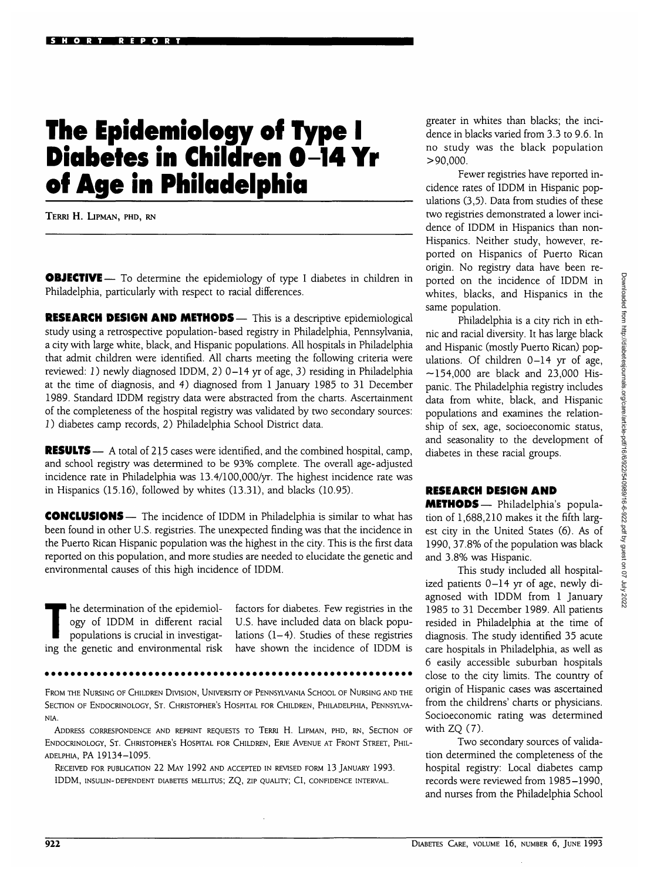SHORT REPORT

# The Epidemiology of Type I Diabetes in Children 0–14 Yr of Age in Philadelphia

TERRI H. LIPMAN, PHD, RN

**OBJECTIVE** — To determine the epidemiology of type I diabetes in children in Philadelphia, particularly with respect to racial differences.

**RESEARCH DESIGN AND METHODS** — This is a descriptive epidemiological study using a retrospective population-based registry in Philadelphia, Pennsylvania, a city with large white, black, and Hispanic populations. All hospitals in Philadelphia that admit children were identified. All charts meeting the following criteria were reviewed: *1*) newly diagnosed IDDM, *2*) 0–14 yr of age, *3*) residing in Philadelphia at the time of diagnosis, and *4*) diagnosed from 1 January 1985 to 31 December 1989. Standard IDDM registry data were abstracted from the charts. Ascertainment of the completeness of the hospital registry was validated by two secondary sources: *1*) diabetes camp records, *2*) Philadelphia School District data.

**RESULTS** — A total of 215 cases were identified, and the combined hospital, camp, and school registry was determined to be 93% complete. The overall age-adjusted incidence rate in Philadelphia was 13.4/100,000/yr. The highest incidence rate was in Hispanics (15.16), followed by whites (13.31), and blacks (10.95).

**CONCLUSIONS** — The incidence of IDDM in Philadelphia is similar to what has been found in other U.S. registries. The unexpected finding was that the incidence in the Puerto Rican Hispanic population was the highest in the city. This is the first data reported on this population, and more studies are needed to elucidate the genetic and environmental causes of this high incidence of IDDM.

The determination of the epidemiology of IDDM in different racial populations is crucial in investigating the genetic and environmental risk factors for diabetes. Few registries in the U.S. have included data on black populations (1–4). Studies of these registries have shown the incidence of IDDM is greater in whites than blacks; the incidence in blacks varied from 3.3 to 9.6. In no study was the black population >90,000.

Fewer registries have reported incidence rates of IDDM in Hispanic populations (3,5). Data from studies of these two registries demonstrated a lower incidence of IDDM in Hispanics than non-Hispanics. Neither study, however, reported on Hispanics of Puerto Rican origin. No registry data have been reported on the incidence of IDDM in whites, blacks, and Hispanics in the same population.

Philadelphia is a city rich in ethnic and racial diversity. It has large black and Hispanic (mostly Puerto Rican) populations. Of children 0–14 yr of age, ~154,000 are black and 23,000 Hispanic. The Philadelphia registry includes data from white, black, and Hispanic populations and examines the relationship of sex, age, socioeconomic status, and seasonality to the development of diabetes in these racial groups.

## RESEARCH DESIGN AND METHODS

Philadelphia's population of 1,688,210 makes it the fifth largest city in the United States (6). As of 1990, 37.8% of the population was black and 3.8% was Hispanic.

This study included all hospitalized patients 0–14 yr of age, newly diagnosed with IDDM from 1 January 1985 to 31 December 1989. All patients resided in Philadelphia at the time of diagnosis. The study identified 35 acute care hospitals in Philadelphia, as well as 6 easily accessible suburban hospitals close to the city limits. The country of origin of Hispanic cases was ascertained from the childrens' charts or physicians. Socioeconomic rating was determined with ZQ (7).

Two secondary sources of validation determined the completeness of the hospital registry: Local diabetes camp records were reviewed from 1985–1990, and nurses from the Philadelphia School

---

FROM THE NURSING OF CHILDREN DIVISION, UNIVERSITY OF PENNSYLVANIA SCHOOL OF NURSING AND THE SECTION OF ENDOCRINOLOGY, ST. CHRISTOPHER'S HOSPITAL FOR CHILDREN, PHILADELPHIA, PENNSYLVANIA.

ADDRESS CORRESPONDENCE AND REPRINT REQUESTS TO TERRI H. LIPMAN, PHD, RN, SECTION OF ENDOCRINOLOGY, ST. CHRISTOPHER'S HOSPITAL FOR CHILDREN, ERIE AVENUE AT FRONT STREET, PHILADELPHIA, PA 19134–1095.

RECEIVED FOR PUBLICATION 22 MAY 1992 AND ACCEPTED IN REVISED FORM 13 JANUARY 1993.

IDDM, INSULIN-DEPENDENT DIABETES MELLITUS; ZQ, ZIP QUALITY; CI, CONFIDENCE INTERVAL.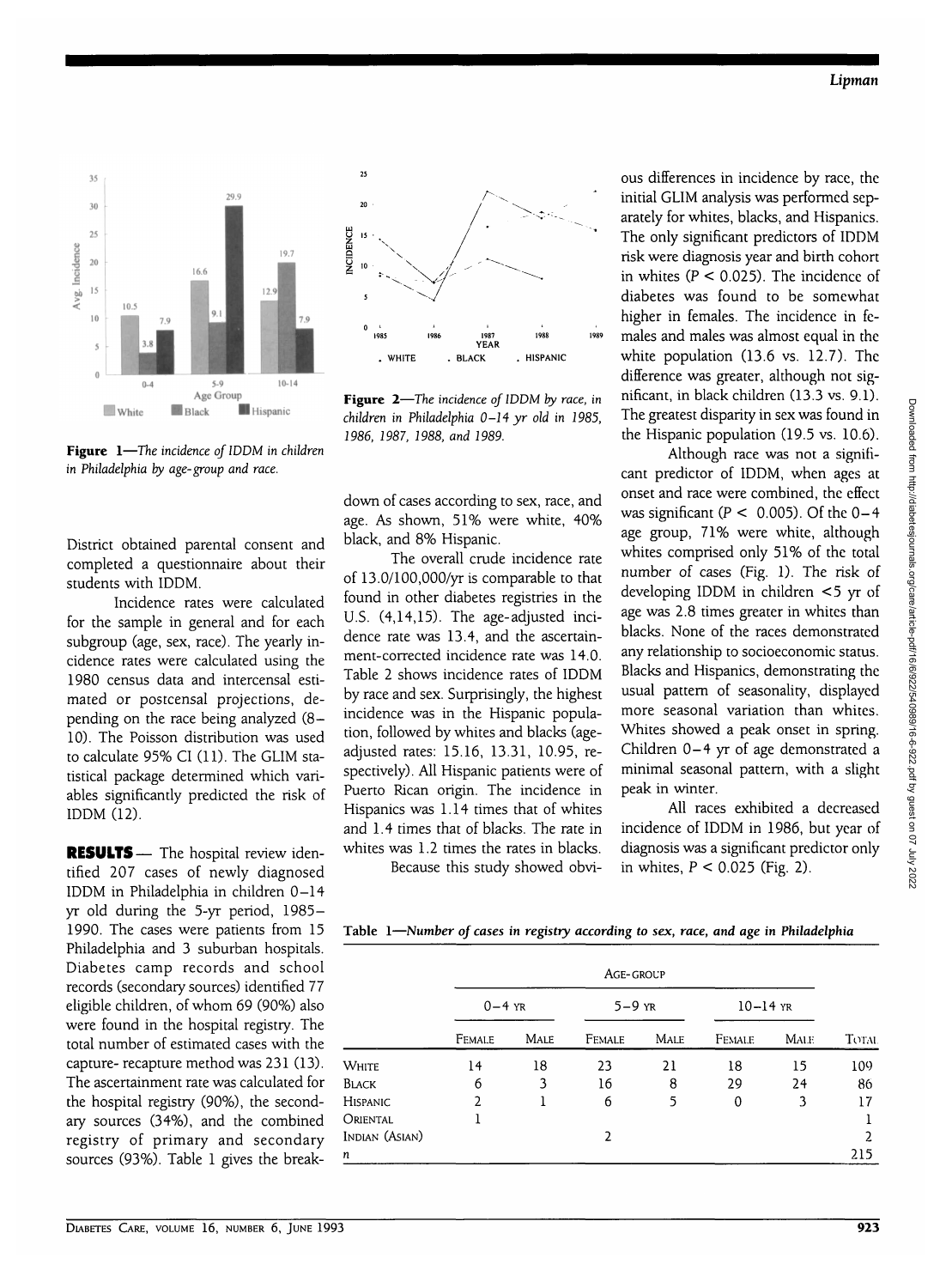Figure 1—*The incidence of IDDM in children in Philadelphia by age-group and race.*

Figure 2—*The incidence of IDDM by race, in children in Philadelphia 0–14 yr old in 1985, 1986, 1987, 1988, and 1989.*

District obtained parental consent and completed a questionnaire about their students with IDDM.

Incidence rates were calculated for the sample in general and for each subgroup (age, sex, race). The yearly incidence rates were calculated using the 1980 census data and intercensal estimated or postcensal projections, depending on the race being analyzed (8–10). The Poisson distribution was used to calculate 95% CI (11). The GLIM statistical package determined which variables significantly predicted the risk of IDDM (12).

**RESULTS** — The hospital review identified 207 cases of newly diagnosed IDDM in Philadelphia in children 0–14 yr old during the 5-yr period, 1985–1990. The cases were patients from 15 Philadelphia and 3 suburban hospitals. Diabetes camp records and school records (secondary sources) identified 77 eligible children, of whom 69 (90%) also were found in the hospital registry. The total number of estimated cases with the capture- recapture method was 231 (13). The ascertainment rate was calculated for the hospital registry (90%), the secondary sources (34%), and the combined registry of primary and secondary sources (93%). Table 1 gives the breakdown of cases according to sex, race, and age. As shown, 51% were white, 40% black, and 8% Hispanic.

The overall crude incidence rate of 13.0/100,000/yr is comparable to that found in other diabetes registries in the U.S. (4,14,15). The age-adjusted incidence rate was 13.4, and the ascertainment-corrected incidence rate was 14.0. Table 2 shows incidence rates of IDDM by race and sex. Surprisingly, the highest incidence was in the Hispanic population, followed by whites and blacks (age-adjusted rates: 15.16, 13.31, 10.95, respectively). All Hispanic patients were of Puerto Rican origin. The incidence in Hispanics was 1.14 times that of whites and 1.4 times that of blacks. The rate in whites was 1.2 times the rates in blacks.

Because this study showed obvious differences in incidence by race, the initial GLIM analysis was performed separately for whites, blacks, and Hispanics. The only significant predictors of IDDM risk were diagnosis year and birth cohort in whites ($P < 0.025$). The incidence of diabetes was found to be somewhat higher in females. The incidence in females and males was almost equal in the white population (13.6 vs. 12.7). The difference was greater, although not significant, in black children (13.3 vs. 9.1). The greatest disparity in sex was found in the Hispanic population (19.5 vs. 10.6).

Although race was not a significant predictor of IDDM, when ages at onset and race were combined, the effect was significant ($P < 0.005$). Of the 0–4 age group, 71% were white, although whites comprised only 51% of the total number of cases (Fig. 1). The risk of developing IDDM in children <5 yr of age was 2.8 times greater in whites than blacks. None of the races demonstrated any relationship to socioeconomic status. Blacks and Hispanics, demonstrating the usual pattern of seasonality, displayed more seasonal variation than whites. Whites showed a peak onset in spring. Children 0–4 yr of age demonstrated a minimal seasonal pattern, with a slight peak in winter.

All races exhibited a decreased incidence of IDDM in 1986, but year of diagnosis was a significant predictor only in whites, $P < 0.025$ (Fig. 2).

Table 1—*Number of cases in registry according to sex, race, and age in Philadelphia*

| | Age-group | | | | | | |
|---|---|---|---|---|---|---|---|
| | 0–4 yr | | 5–9 yr | | 10–14 yr | | |
| | Female | Male | Female | Male | Female | Male | Total |
| White | 14 | 18 | 23 | 21 | 18 | 15 | 109 |
| Black | 6 | 3 | 16 | 8 | 29 | 24 | 86 |
| Hispanic | 2 | 1 | 6 | 5 | 0 | 3 | 17 |
| Oriental | 1 | | | | | | 1 |
| Indian (Asian) | | | 2 | | | | 2 |
| n | | | | | | | 215 |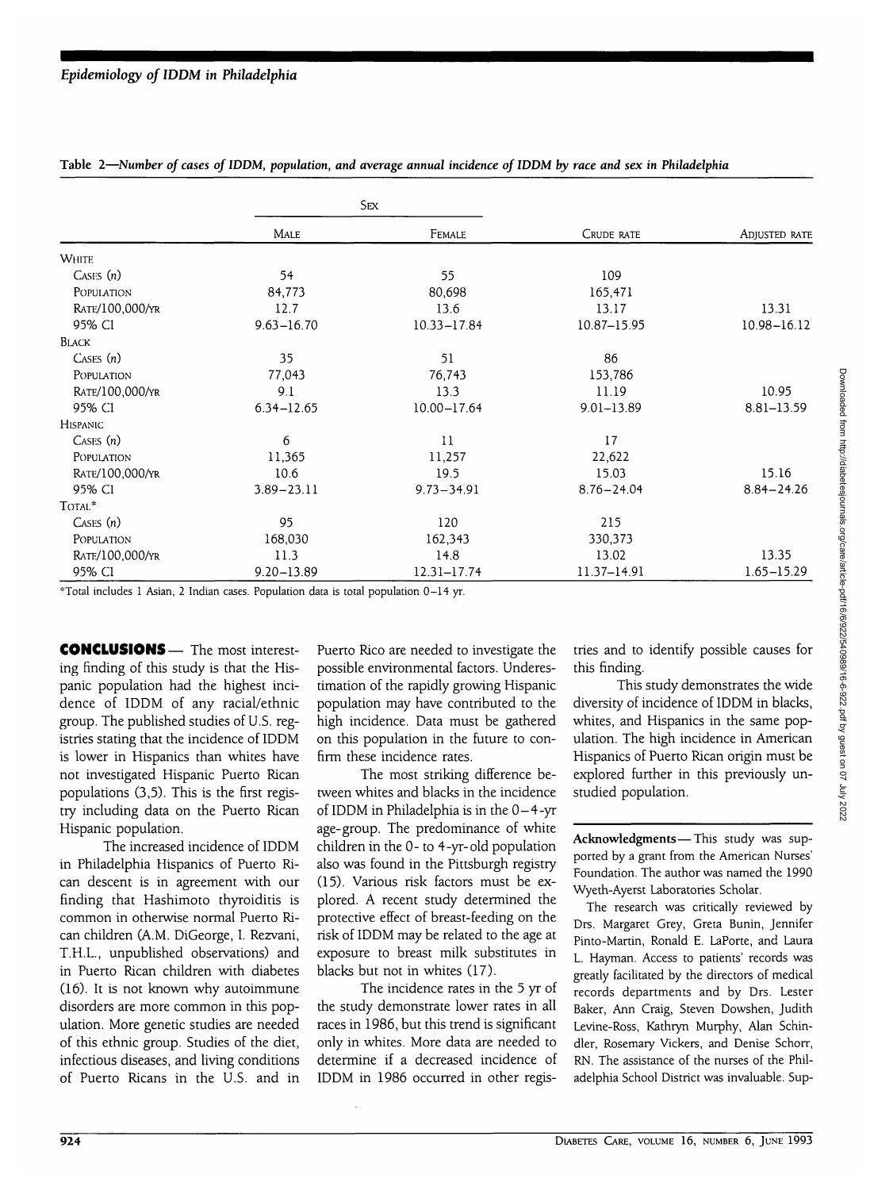Table 2—*Number of cases of IDDM, population, and average annual incidence of IDDM by race and sex in Philadelphia*

| | Sex | | | |
|---|---|---|---|---|
| | Male | Female | Crude rate | Adjusted rate |
| White | | | | |
| Cases (n) | 54 | 55 | 109 | |
| Population | 84,773 | 80,698 | 165,471 | |
| Rate/100,000/yr | 12.7 | 13.6 | 13.17 | 13.31 |
| 95% CI | 9.63–16.70 | 10.33–17.84 | 10.87–15.95 | 10.98–16.12 |
| Black | | | | |
| Cases (n) | 35 | 51 | 86 | |
| Population | 77,043 | 76,743 | 153,786 | |
| Rate/100,000/yr | 9.1 | 13.3 | 11.19 | 10.95 |
| 95% CI | 6.34–12.65 | 10.00–17.64 | 9.01–13.89 | 8.81–13.59 |
| Hispanic | | | | |
| Cases (n) | 6 | 11 | 17 | |
| Population | 11,365 | 11,257 | 22,622 | |
| Rate/100,000/yr | 10.6 | 19.5 | 15.03 | 15.16 |
| 95% CI | 3.89–23.11 | 9.73–34.91 | 8.76–24.04 | 8.84–24.26 |
| Total* | | | | |
| Cases (n) | 95 | 120 | 215 | |
| Population | 168,030 | 162,343 | 330,373 | |
| Rate/100,000/yr | 11.3 | 14.8 | 13.02 | 13.35 |
| 95% CI | 9.20–13.89 | 12.31–17.74 | 11.37–14.91 | 1.65–15.29 |

*Total includes 1 Asian, 2 Indian cases. Population data is total population 0–14 yr.

**CONCLUSIONS**— The most interesting finding of this study is that the Hispanic population had the highest incidence of IDDM of any racial/ethnic group. The published studies of U.S. registries stating that the incidence of IDDM is lower in Hispanics than whites have not investigated Hispanic Puerto Rican populations (3,5). This is the first registry including data on the Puerto Rican Hispanic population.

The increased incidence of IDDM in Philadelphia Hispanics of Puerto Rican descent is in agreement with our finding that Hashimoto thyroiditis is common in otherwise normal Puerto Rican children (A.M. DiGeorge, I. Rezvani, T.H.L., unpublished observations) and in Puerto Rican children with diabetes (16). It is not known why autoimmune disorders are more common in this population. More genetic studies are needed of this ethnic group. Studies of the diet, infectious diseases, and living conditions of Puerto Ricans in the U.S. and in Puerto Rico are needed to investigate the possible environmental factors. Underestimation of the rapidly growing Hispanic population may have contributed to the high incidence. Data must be gathered on this population in the future to confirm these incidence rates.

The most striking difference between whites and blacks in the incidence of IDDM in Philadelphia is in the 0–4-yr age-group. The predominance of white children in the 0- to 4-yr-old population also was found in the Pittsburgh registry (15). Various risk factors must be explored. A recent study determined the protective effect of breast-feeding on the risk of IDDM may be related to the age at exposure to breast milk substitutes in blacks but not in whites (17).

The incidence rates in the 5 yr of the study demonstrate lower rates in all races in 1986, but this trend is significant only in whites. More data are needed to determine if a decreased incidence of IDDM in 1986 occurred in other registries and to identify possible causes for this finding.

This study demonstrates the wide diversity of incidence of IDDM in blacks, whites, and Hispanics in the same population. The high incidence in American Hispanics of Puerto Rican origin must be explored further in this previously unstudied population.

**Acknowledgments**— This study was supported by a grant from the American Nurses' Foundation. The author was named the 1990 Wyeth-Ayerst Laboratories Scholar.

The research was critically reviewed by Drs. Margaret Grey, Greta Bunin, Jennifer Pinto-Martin, Ronald E. LaPorte, and Laura L. Hayman. Access to patients' records was greatly facilitated by the directors of medical records departments and by Drs. Lester Baker, Ann Craig, Steven Dowshen, Judith Levine-Ross, Kathryn Murphy, Alan Schindler, Rosemary Vickers, and Denise Schorr, RN. The assistance of the nurses of the Philadelphia School District was invaluable. Sup-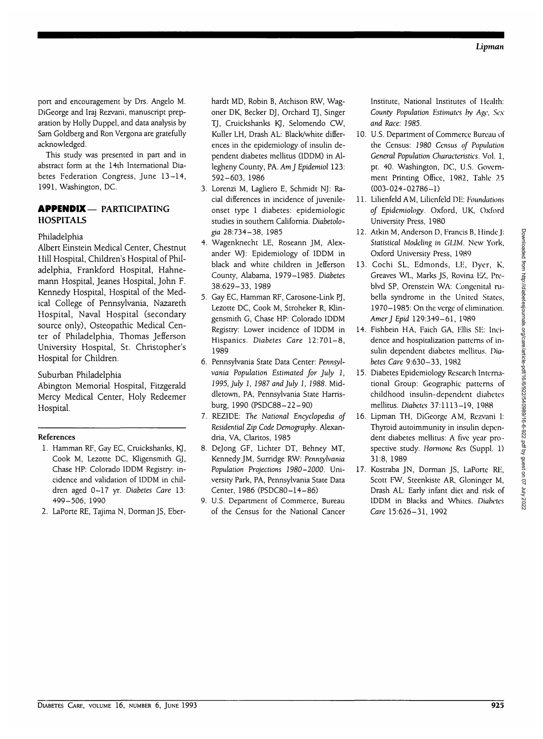port and encouragement by Drs. Angelo M. DiGeorge and Iraj Rezvani, manuscript preparation by Holly Duppel, and data analysis by Sam Goldberg and Ron Vergona are gratefully acknowledged.

This study was presented in part and in abstract form at the 14th International Diabetes Federation Congress, June 13–14, 1991, Washington, DC.

## APPENDIX — PARTICIPATING HOSPITALS

### Philadelphia

Albert Einstein Medical Center, Chestnut Hill Hospital, Children's Hospital of Philadelphia, Frankford Hospital, Hahnemann Hospital, Jeanes Hospital, John F. Kennedy Hospital, Hospital of the Medical College of Pennsylvania, Nazareth Hospital, Naval Hospital (secondary source only), Osteopathic Medical Center of Philadelphia, Thomas Jefferson University Hospital, St. Christopher's Hospital for Children.

### Suburban Philadelphia

Abington Memorial Hospital, Fitzgerald Mercy Medical Center, Holy Redeemer Hospital.

### References

1. Hamman RF, Gay EC, Cruickshanks, KJ, Cook M, Lezotte DC, Kligensmith GJ, Chase HP: Colorado IDDM Registry: incidence and validation of IDDM in children aged 0–17 yr. *Diabetes Care* 13: 499–506, 1990
2. LaPorte RE, Tajima N, Dorman JS, Eberhardt MD, Robin B, Atchison RW, Waggoner DK, Becker DJ, Orchard TJ, Singer TJ, Cruickshanks KJ, Selomendo CW, Kuller LH, Drash AL: Black/white differences in the epidemiology of insulin dependent diabetes mellitus (IDDM) in Allegheny County, PA. *Am J Epidemiol* 123: 592–603, 1986
3. Lorenzi M, Lagliero E, Schmidt NJ: Racial differences in incidence of juvenile-onset type 1 diabetes: epidemiologic studies in southern California. *Diabetologia* 28:734–38, 1985
4. Wagenknecht LE, Roseann JM, Alexander WJ: Epidemiology of IDDM in black and white children in Jefferson County, Alabama, 1979–1985. *Diabetes* 38:629–33, 1989
5. Gay EC, Hamman RF, Carosone-Link PJ, Lezotte DC, Cook M, Stroheker R, Klingensmith G, Chase HP: Colorado IDDM Registry: Lower incidence of IDDM in Hispanics. *Diabetes Care* 12:701–8, 1989
6. Pennsylvania State Data Center: *Pennsylvania Population Estimated for July 1, 1995, July 1, 1987 and July 1, 1988*. Middletown, PA, Pennsylvania State Harrisburg, 1990 (PSDC88–22–90)
7. REZIDE: *The National Encyclopedia of Residential Zip Code Demography*. Alexandria, VA, Claritos, 1985
8. DeJong GF, Lichter DT, Behney MT, Kennedy JM, Surridge RW: *Pennsylvania Population Projections 1980–2000*. University Park, PA, Pennsylvania State Data Center, 1986 (PSDC80–14–86)
9. U.S. Department of Commerce, Bureau of the Census for the National Cancer Institute, National Institutes of Health: *County Population Estimates by Age, Sex and Race: 1985*.
10. U.S. Department of Commerce Bureau of the Census: *1980 Census of Population General Population Characteristics*. Vol. 1, pt. 40. Washington, DC, U.S. Government Printing Office, 1982, Table 25 (003-024-02786–1)
11. Lilienfeld AM, Lilienfeld DE: *Foundations of Epidemiology*. Oxford, UK, Oxford University Press, 1980
12. Atkin M, Anderson D, Francis B, Hinde J: *Statistical Modeling in GLIM*. New York, Oxford University Press, 1989
13. Cochi SL, Edmonds, LE, Dyer, K, Greaves WL, Marks JS, Rovina EZ, Preblvd SP, Orenstein WA: Congenital rubella syndrome in the United States, 1970–1985: On the verge of elimination. *Amer J Epid* 129:349–61, 1989
14. Fishbein HA, Faich GA, Ellis SE: Incidence and hospitalization patterns of insulin dependent diabetes mellitus. *Diabetes Care* 9:630–33, 1982
15. Diabetes Epidemiology Research International Group: Geographic patterns of childhood insulin-dependent diabetes mellitus. *Diabetes* 37:1113–19, 1988
16. Lipman TH, DiGeorge AM, Rezvani I: Thyroid autoimmunity in insulin dependent diabetes mellitus: A five year prospective study. *Hormone Res* (Suppl. 1) 31:8, 1989
17. Kostraba JN, Dorman JS, LaPorte RE, Scott FW, Steenkiste AR, Gloninger M, Drash AL: Early infant diet and risk of IDDM in Blacks and Whites. *Diabetes Care* 15:626–31, 1992